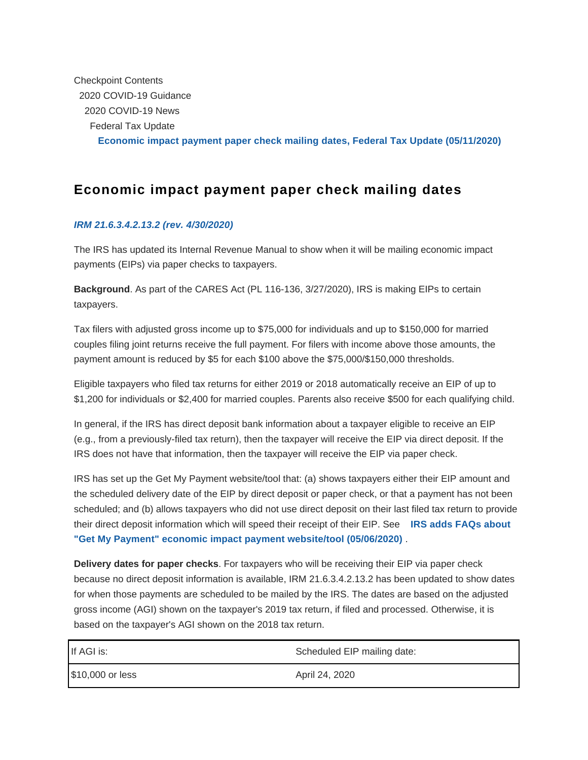Checkpoint Contents

2020 COVID-19 Guidance

2020 COVID-19 News

Federal Tax Update

**Economic impact payment paper check mailing dates, Federal Tax Update (05/11/2020)**

## Economic impact payment paper check mailing dates

***IRM 21.6.3.4.2.13.2 (rev. 4/30/2020)***

The IRS has updated its Internal Revenue Manual to show when it will be mailing economic impact payments (EIPs) via paper checks to taxpayers.

**Background**. As part of the CARES Act (PL 116-136, 3/27/2020), IRS is making EIPs to certain taxpayers.

Tax filers with adjusted gross income up to $75,000 for individuals and up to $150,000 for married couples filing joint returns receive the full payment. For filers with income above those amounts, the payment amount is reduced by $5 for each $100 above the $75,000/$150,000 thresholds.

Eligible taxpayers who filed tax returns for either 2019 or 2018 automatically receive an EIP of up to $1,200 for individuals or $2,400 for married couples. Parents also receive $500 for each qualifying child.

In general, if the IRS has direct deposit bank information about a taxpayer eligible to receive an EIP (e.g., from a previously-filed tax return), then the taxpayer will receive the EIP via direct deposit. If the IRS does not have that information, then the taxpayer will receive the EIP via paper check.

IRS has set up the Get My Payment website/tool that: (a) shows taxpayers either their EIP amount and the scheduled delivery date of the EIP by direct deposit or paper check, or that a payment has not been scheduled; and (b) allows taxpayers who did not use direct deposit on their last filed tax return to provide their direct deposit information which will speed their receipt of their EIP. See **IRS adds FAQs about "Get My Payment" economic impact payment website/tool (05/06/2020)** .

**Delivery dates for paper checks**. For taxpayers who will be receiving their EIP via paper check because no direct deposit information is available, IRM 21.6.3.4.2.13.2 has been updated to show dates for when those payments are scheduled to be mailed by the IRS. The dates are based on the adjusted gross income (AGI) shown on the taxpayer's 2019 tax return, if filed and processed. Otherwise, it is based on the taxpayer's AGI shown on the 2018 tax return.

| If AGI is: | Scheduled EIP mailing date: |
|---|---|
| $10,000 or less | April 24, 2020 |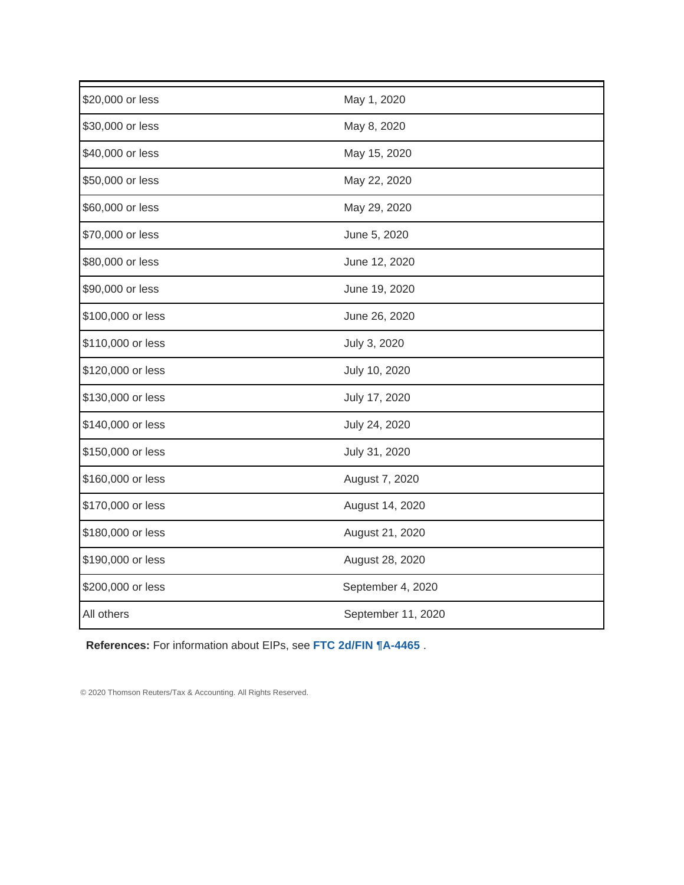| | |
|---|---|
| $20,000 or less | May 1, 2020 |
| $30,000 or less | May 8, 2020 |
| $40,000 or less | May 15, 2020 |
| $50,000 or less | May 22, 2020 |
| $60,000 or less | May 29, 2020 |
| $70,000 or less | June 5, 2020 |
| $80,000 or less | June 12, 2020 |
| $90,000 or less | June 19, 2020 |
| $100,000 or less | June 26, 2020 |
| $110,000 or less | July 3, 2020 |
| $120,000 or less | July 10, 2020 |
| $130,000 or less | July 17, 2020 |
| $140,000 or less | July 24, 2020 |
| $150,000 or less | July 31, 2020 |
| $160,000 or less | August 7, 2020 |
| $170,000 or less | August 14, 2020 |
| $180,000 or less | August 21, 2020 |
| $190,000 or less | August 28, 2020 |
| $200,000 or less | September 4, 2020 |
| All others | September 11, 2020 |

**References:** For information about EIPs, see **FTC 2d/FIN ¶A-4465** .

© 2020 Thomson Reuters/Tax & Accounting. All Rights Reserved.